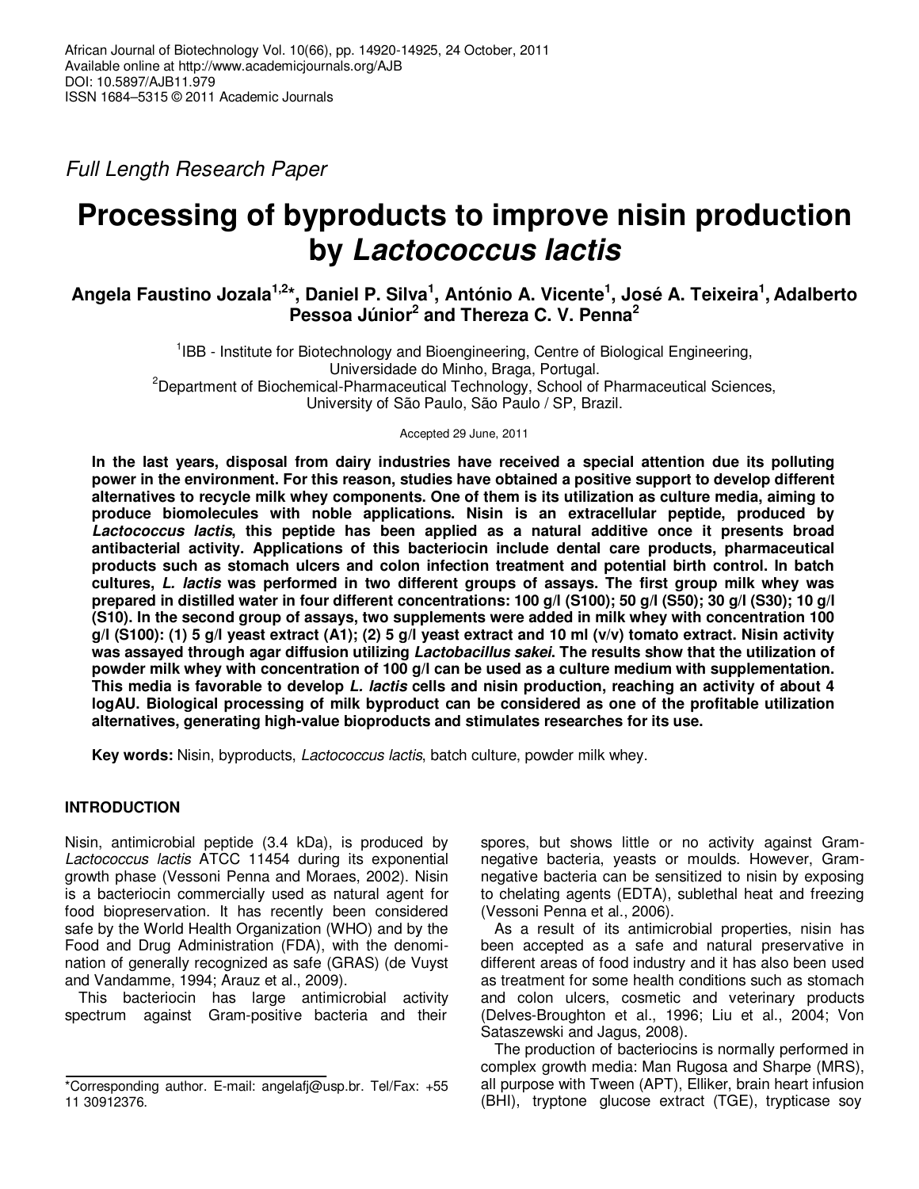*Full Length Research Paper*

# Processing of byproducts to improve nisin production by *Lactococcus lactis*

**Angela Faustino Jozala[1,2]*, Daniel P. Silva[1], António A. Vicente[1], José A. Teixeira[1], Adalberto Pessoa Júnior[2] and Thereza C. V. Penna[2]**

[1]IBB - Institute for Biotechnology and Bioengineering, Centre of Biological Engineering, Universidade do Minho, Braga, Portugal.
[2]Department of Biochemical-Pharmaceutical Technology, School of Pharmaceutical Sciences, University of São Paulo, São Paulo / SP, Brazil.

Accepted 29 June, 2011

**In the last years, disposal from dairy industries have received a special attention due its polluting power in the environment. For this reason, studies have obtained a positive support to develop different alternatives to recycle milk whey components. One of them is its utilization as culture media, aiming to produce biomolecules with noble applications. Nisin is an extracellular peptide, produced by *Lactococcus lactis*, this peptide has been applied as a natural additive once it presents broad antibacterial activity. Applications of this bacteriocin include dental care products, pharmaceutical products such as stomach ulcers and colon infection treatment and potential birth control. In batch cultures, *L. lactis* was performed in two different groups of assays. The first group milk whey was prepared in distilled water in four different concentrations: 100 g/l (S100); 50 g/l (S50); 30 g/l (S30); 10 g/l (S10). In the second group of assays, two supplements were added in milk whey with concentration 100 g/l (S100): (1) 5 g/l yeast extract (A1); (2) 5 g/l yeast extract and 10 ml (v/v) tomato extract. Nisin activity was assayed through agar diffusion utilizing *Lactobacillus sakei*. The results show that the utilization of powder milk whey with concentration of 100 g/l can be used as a culture medium with supplementation. This media is favorable to develop *L. lactis* cells and nisin production, reaching an activity of about 4 logAU. Biological processing of milk byproduct can be considered as one of the profitable utilization alternatives, generating high-value bioproducts and stimulates researches for its use.**

**Key words:** Nisin, byproducts, *Lactococcus lactis*, batch culture, powder milk whey.

## INTRODUCTION

Nisin, antimicrobial peptide (3.4 kDa), is produced by *Lactococcus lactis* ATCC 11454 during its exponential growth phase (Vessoni Penna and Moraes, 2002). Nisin is a bacteriocin commercially used as natural agent for food biopreservation. It has recently been considered safe by the World Health Organization (WHO) and by the Food and Drug Administration (FDA), with the denomination of generally recognized as safe (GRAS) (de Vuyst and Vandamme, 1994; Arauz et al., 2009).

This bacteriocin has large antimicrobial activity spectrum against Gram-positive bacteria and their spores, but shows little or no activity against Gram-negative bacteria, yeasts or moulds. However, Gram-negative bacteria can be sensitized to nisin by exposing to chelating agents (EDTA), sublethal heat and freezing (Vessoni Penna et al., 2006).

As a result of its antimicrobial properties, nisin has been accepted as a safe and natural preservative in different areas of food industry and it has also been used as treatment for some health conditions such as stomach and colon ulcers, cosmetic and veterinary products (Delves-Broughton et al., 1996; Liu et al., 2004; Von Sataszewski and Jagus, 2008).

The production of bacteriocins is normally performed in complex growth media: Man Rugosa and Sharpe (MRS), all purpose with Tween (APT), Elliker, brain heart infusion (BHI), tryptone glucose extract (TGE), trypticase soy

*Corresponding author. E-mail: angelafj@usp.br. Tel/Fax: +55 11 30912376.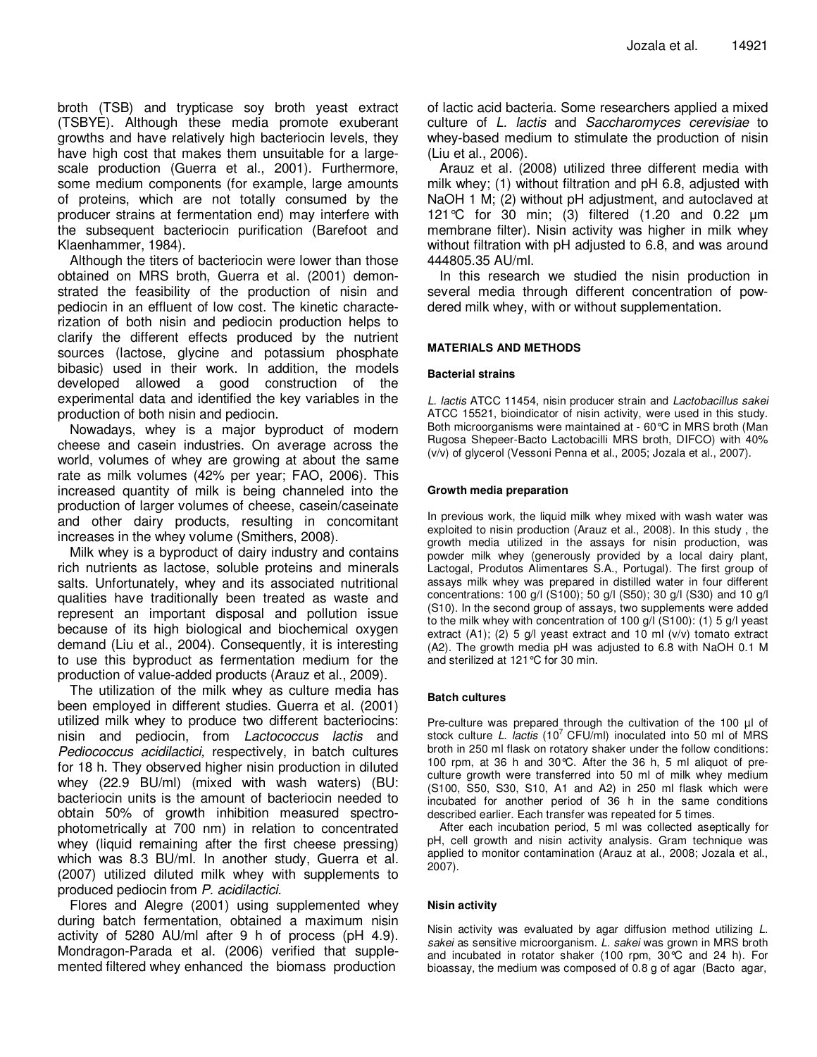broth (TSB) and trypticase soy broth yeast extract (TSBYE). Although these media promote exuberant growths and have relatively high bacteriocin levels, they have high cost that makes them unsuitable for a large-scale production (Guerra et al., 2001). Furthermore, some medium components (for example, large amounts of proteins, which are not totally consumed by the producer strains at fermentation end) may interfere with the subsequent bacteriocin purification (Barefoot and Klaenhammer, 1984).

Although the titers of bacteriocin were lower than those obtained on MRS broth, Guerra et al. (2001) demonstrated the feasibility of the production of nisin and pediocin in an effluent of low cost. The kinetic characterization of both nisin and pediocin production helps to clarify the different effects produced by the nutrient sources (lactose, glycine and potassium phosphate bibasic) used in their work. In addition, the models developed allowed a good construction of the experimental data and identified the key variables in the production of both nisin and pediocin.

Nowadays, whey is a major byproduct of modern cheese and casein industries. On average across the world, volumes of whey are growing at about the same rate as milk volumes (42% per year; FAO, 2006). This increased quantity of milk is being channeled into the production of larger volumes of cheese, casein/caseinate and other dairy products, resulting in concomitant increases in the whey volume (Smithers, 2008).

Milk whey is a byproduct of dairy industry and contains rich nutrients as lactose, soluble proteins and minerals salts. Unfortunately, whey and its associated nutritional qualities have traditionally been treated as waste and represent an important disposal and pollution issue because of its high biological and biochemical oxygen demand (Liu et al., 2004). Consequently, it is interesting to use this byproduct as fermentation medium for the production of value-added products (Arauz et al., 2009).

The utilization of the milk whey as culture media has been employed in different studies. Guerra et al. (2001) utilized milk whey to produce two different bacteriocins: nisin and pediocin, from *Lactococcus lactis* and *Pediococcus acidilactici,* respectively, in batch cultures for 18 h. They observed higher nisin production in diluted whey (22.9 BU/ml) (mixed with wash waters) (BU: bacteriocin units is the amount of bacteriocin needed to obtain 50% of growth inhibition measured spectrophotometrically at 700 nm) in relation to concentrated whey (liquid remaining after the first cheese pressing) which was 8.3 BU/ml. In another study, Guerra et al. (2007) utilized diluted milk whey with supplements to produced pediocin from *P. acidilactici*.

Flores and Alegre (2001) using supplemented whey during batch fermentation, obtained a maximum nisin activity of 5280 AU/ml after 9 h of process (pH 4.9). Mondragon-Parada et al. (2006) verified that supplemented filtered whey enhanced the biomass production of lactic acid bacteria. Some researchers applied a mixed culture of *L. lactis* and *Saccharomyces cerevisiae* to whey-based medium to stimulate the production of nisin (Liu et al., 2006).

Arauz et al. (2008) utilized three different media with milk whey; (1) without filtration and pH 6.8, adjusted with NaOH 1 M; (2) without pH adjustment, and autoclaved at 121°C for 30 min; (3) filtered (1.20 and 0.22 µm membrane filter). Nisin activity was higher in milk whey without filtration with pH adjusted to 6.8, and was around 444805.35 AU/ml.

In this research we studied the nisin production in several media through different concentration of powdered milk whey, with or without supplementation.

## MATERIALS AND METHODS

### Bacterial strains

*L. lactis* ATCC 11454, nisin producer strain and *Lactobacillus sakei* ATCC 15521, bioindicator of nisin activity, were used in this study. Both microorganisms were maintained at - 60°C in MRS broth (Man Rugosa Shepeer-Bacto Lactobacilli MRS broth, DIFCO) with 40% (v/v) of glycerol (Vessoni Penna et al., 2005; Jozala et al., 2007).

### Growth media preparation

In previous work, the liquid milk whey mixed with wash water was exploited to nisin production (Arauz et al., 2008). In this study , the growth media utilized in the assays for nisin production, was powder milk whey (generously provided by a local dairy plant, Lactogal, Produtos Alimentares S.A., Portugal). The first group of assays milk whey was prepared in distilled water in four different concentrations: 100 g/l (S100); 50 g/l (S50); 30 g/l (S30) and 10 g/l (S10). In the second group of assays, two supplements were added to the milk whey with concentration of 100 g/l (S100): (1) 5 g/l yeast extract (A1); (2) 5 g/l yeast extract and 10 ml (v/v) tomato extract (A2). The growth media pH was adjusted to 6.8 with NaOH 0.1 M and sterilized at 121°C for 30 min.

### Batch cultures

Pre-culture was prepared through the cultivation of the 100 µl of stock culture *L. lactis* ($10^7$ CFU/ml) inoculated into 50 ml of MRS broth in 250 ml flask on rotatory shaker under the follow conditions: 100 rpm, at 36 h and 30°C. After the 36 h, 5 ml aliquot of pre-culture growth were transferred into 50 ml of milk whey medium (S100, S50, S30, S10, A1 and A2) in 250 ml flask which were incubated for another period of 36 h in the same conditions described earlier. Each transfer was repeated for 5 times.

After each incubation period, 5 ml was collected aseptically for pH, cell growth and nisin activity analysis. Gram technique was applied to monitor contamination (Arauz at al., 2008; Jozala et al., 2007).

### Nisin activity

Nisin activity was evaluated by agar diffusion method utilizing *L. sakei* as sensitive microorganism. *L. sakei* was grown in MRS broth and incubated in rotator shaker (100 rpm, 30°C and 24 h). For bioassay, the medium was composed of 0.8 g of agar (Bacto agar,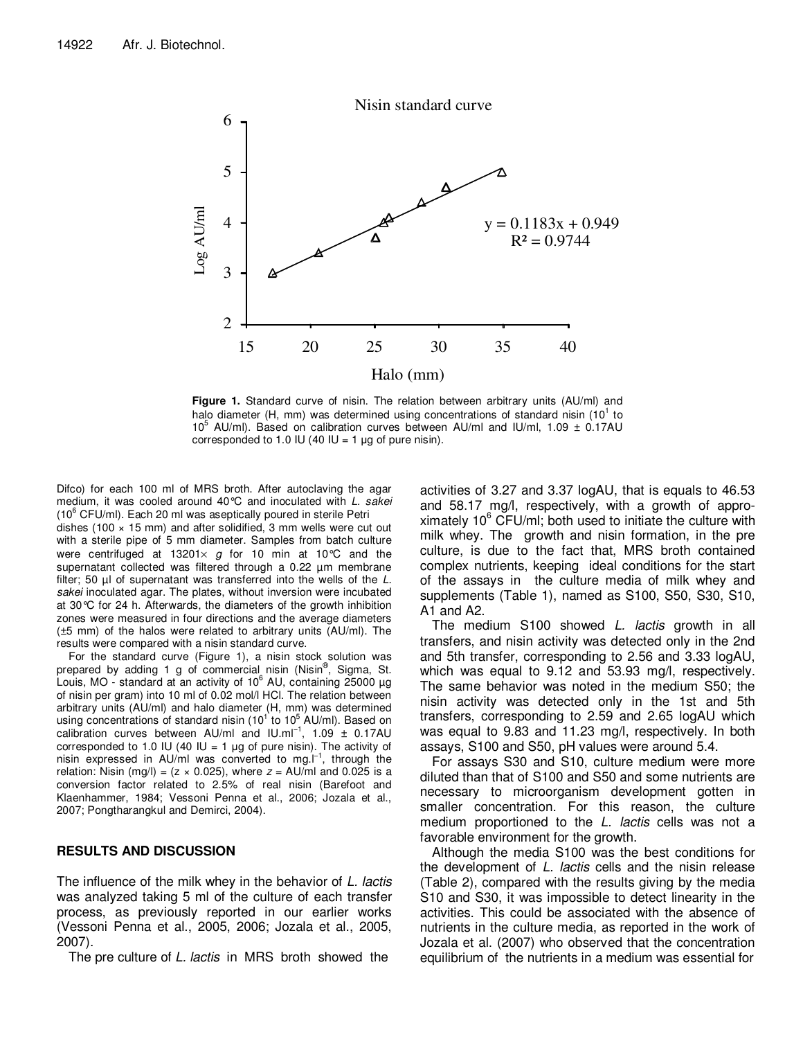Figure 1. Standard curve of nisin. The relation between arbitrary units (AU/ml) and halo diameter (H, mm) was determined using concentrations of standard nisin ($10^1$ to $10^5$ AU/ml). Based on calibration curves between AU/ml and IU/ml, 1.09 ± 0.17AU corresponded to 1.0 IU (40 IU = 1 µg of pure nisin).

Difco) for each 100 ml of MRS broth. After autoclaving the agar medium, it was cooled around 40°C and inoculated with *L. sakei* ($10^6$ CFU/ml). Each 20 ml was aseptically poured in sterile Petri dishes (100 × 15 mm) and after solidified, 3 mm wells were cut out with a sterile pipe of 5 mm diameter. Samples from batch culture were centrifuged at 13201× *g* for 10 min at 10°C and the supernatant collected was filtered through a 0.22 µm membrane filter; 50 µl of supernatant was transferred into the wells of the *L. sakei* inoculated agar. The plates, without inversion were incubated at 30°C for 24 h. Afterwards, the diameters of the growth inhibition zones were measured in four directions and the average diameters (±5 mm) of the halos were related to arbitrary units (AU/ml). The results were compared with a nisin standard curve.

For the standard curve (Figure 1), a nisin stock solution was prepared by adding 1 g of commercial nisin (Nisin®, Sigma, St. Louis, MO - standard at an activity of $10^6$ AU, containing 25000 µg of nisin per gram) into 10 ml of 0.02 mol/l HCl. The relation between arbitrary units (AU/ml) and halo diameter (H, mm) was determined using concentrations of standard nisin ($10^1$ to $10^5$ AU/ml). Based on calibration curves between AU/ml and IU.ml$^{-1}$, 1.09 ± 0.17AU corresponded to 1.0 IU (40 IU = 1 µg of pure nisin). The activity of nisin expressed in AU/ml was converted to mg.l$^{-1}$, through the relation: Nisin (mg/l) = ($z$ × 0.025), where $z$ = AU/ml and 0.025 is a conversion factor related to 2.5% of real nisin (Barefoot and Klaenhammer, 1984; Vessoni Penna et al., 2006; Jozala et al., 2007; Pongtharangkul and Demirci, 2004).

## RESULTS AND DISCUSSION

The influence of the milk whey in the behavior of *L. lactis* was analyzed taking 5 ml of the culture of each transfer process, as previously reported in our earlier works (Vessoni Penna et al., 2005, 2006; Jozala et al., 2005, 2007).

The pre culture of *L. lactis* in MRS broth showed the activities of 3.27 and 3.37 logAU, that is equals to 46.53 and 58.17 mg/l, respectively, with a growth of approximately $10^6$ CFU/ml; both used to initiate the culture with milk whey. The growth and nisin formation, in the pre culture, is due to the fact that, MRS broth contained complex nutrients, keeping ideal conditions for the start of the assays in the culture media of milk whey and supplements (Table 1), named as S100, S50, S30, S10, A1 and A2.

The medium S100 showed *L. lactis* growth in all transfers, and nisin activity was detected only in the 2nd and 5th transfer, corresponding to 2.56 and 3.33 logAU, which was equal to 9.12 and 53.93 mg/l, respectively. The same behavior was noted in the medium S50; the nisin activity was detected only in the 1st and 5th transfers, corresponding to 2.59 and 2.65 logAU which was equal to 9.83 and 11.23 mg/l, respectively. In both assays, S100 and S50, pH values were around 5.4.

For assays S30 and S10, culture medium were more diluted than that of S100 and S50 and some nutrients are necessary to microorganism development gotten in smaller concentration. For this reason, the culture medium proportioned to the *L. lactis* cells was not a favorable environment for the growth.

Although the media S100 was the best conditions for the development of *L. lactis* cells and the nisin release (Table 2), compared with the results giving by the media S10 and S30, it was impossible to detect linearity in the activities. This could be associated with the absence of nutrients in the culture media, as reported in the work of Jozala et al. (2007) who observed that the concentration equilibrium of the nutrients in a medium was essential for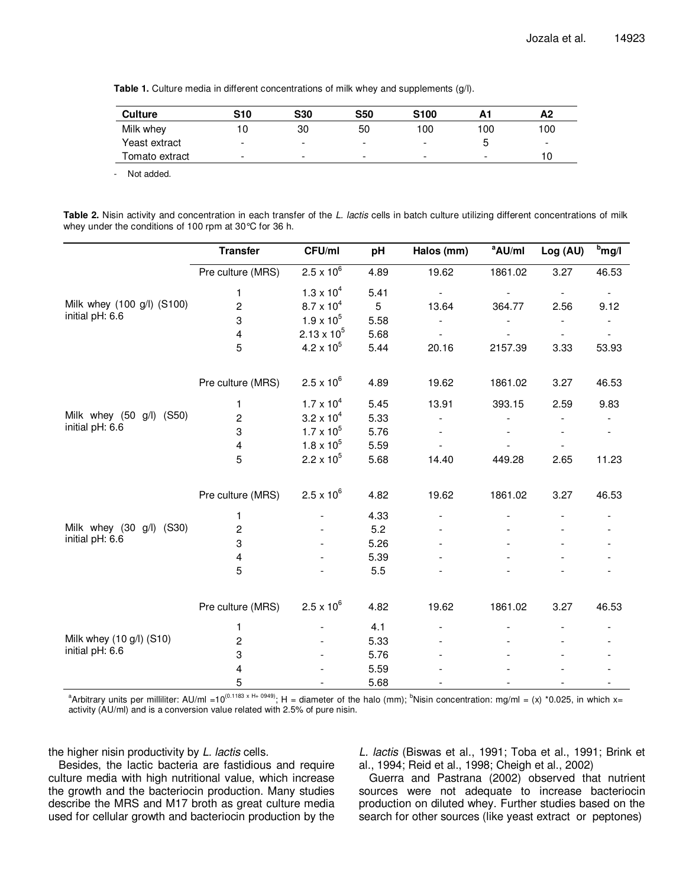**Table 1.** Culture media in different concentrations of milk whey and supplements (g/l).

| Culture | S10 | S30 | S50 | S100 | A1 | A2 |
|---|---|---|---|---|---|---|
| Milk whey | 10 | 30 | 50 | 100 | 100 | 100 |
| Yeast extract | - | - | - | - | 5 | - |
| Tomato extract | - | - | - | - | - | 10 |

- Not added.

**Table 2.** Nisin activity and concentration in each transfer of the *L. lactis* cells in batch culture utilizing different concentrations of milk whey under the conditions of 100 rpm at 30°C for 36 h.

| | Transfer | CFU/ml | pH | Halos (mm) | [a]AU/ml | Log (AU) | [b]mg/l |
|---|---|---|---|---|---|---|---|
| Milk whey (100 g/l) (S100) initial pH: 6.6 | Pre culture (MRS) | $2.5 \times 10^6$ | 4.89 | 19.62 | 1861.02 | 3.27 | 46.53 |
| | 1 | $1.3 \times 10^4$ | 5.41 | - | - | - | - |
| | 2 | $8.7 \times 10^4$ | 5 | 13.64 | 364.77 | 2.56 | 9.12 |
| | 3 | $1.9 \times 10^5$ | 5.58 | - | - | - | - |
| | 4 | $2.13 \times 10^5$ | 5.68 | - | - | - | - |
| | 5 | $4.2 \times 10^5$ | 5.44 | 20.16 | 2157.39 | 3.33 | 53.93 |
| Milk whey (50 g/l) (S50) initial pH: 6.6 | Pre culture (MRS) | $2.5 \times 10^6$ | 4.89 | 19.62 | 1861.02 | 3.27 | 46.53 |
| | 1 | $1.7 \times 10^4$ | 5.45 | 13.91 | 393.15 | 2.59 | 9.83 |
| | 2 | $3.2 \times 10^4$ | 5.33 | - | - | - | - |
| | 3 | $1.7 \times 10^5$ | 5.76 | - | - | - | - |
| | 4 | $1.8 \times 10^5$ | 5.59 | - | - | - | |
| | 5 | $2.2 \times 10^5$ | 5.68 | 14.40 | 449.28 | 2.65 | 11.23 |
| Milk whey (30 g/l) (S30) initial pH: 6.6 | Pre culture (MRS) | $2.5 \times 10^6$ | 4.82 | 19.62 | 1861.02 | 3.27 | 46.53 |
| | 1 | - | 4.33 | - | - | - | - |
| | 2 | - | 5.2 | - | - | - | - |
| | 3 | - | 5.26 | - | - | - | - |
| | 4 | - | 5.39 | - | - | - | - |
| | 5 | - | 5.5 | - | - | - | - |
| Milk whey (10 g/l) (S10) initial pH: 6.6 | Pre culture (MRS) | $2.5 \times 10^6$ | 4.82 | 19.62 | 1861.02 | 3.27 | 46.53 |
| | 1 | - | 4.1 | - | - | - | - |
| | 2 | - | 5.33 | - | - | - | - |
| | 3 | - | 5.76 | - | - | - | - |
| | 4 | - | 5.59 | - | - | - | - |
| | 5 | - | 5.68 | - | - | - | - |

[a]Arbitrary units per milliliter: AU/ml $=10^{(0.1183 \times H + 0949)}$; H = diameter of the halo (mm); [b]Nisin concentration: mg/ml = (x) *0.025, in which x= activity (AU/ml) and is a conversion value related with 2.5% of pure nisin.

the higher nisin productivity by *L. lactis* cells.

Besides, the lactic bacteria are fastidious and require culture media with high nutritional value, which increase the growth and the bacteriocin production. Many studies describe the MRS and M17 broth as great culture media used for cellular growth and bacteriocin production by the *L. lactis* (Biswas et al., 1991; Toba et al., 1991; Brink et al., 1994; Reid et al., 1998; Cheigh et al., 2002)

Guerra and Pastrana (2002) observed that nutrient sources were not adequate to increase bacteriocin production on diluted whey. Further studies based on the search for other sources (like yeast extract or peptones)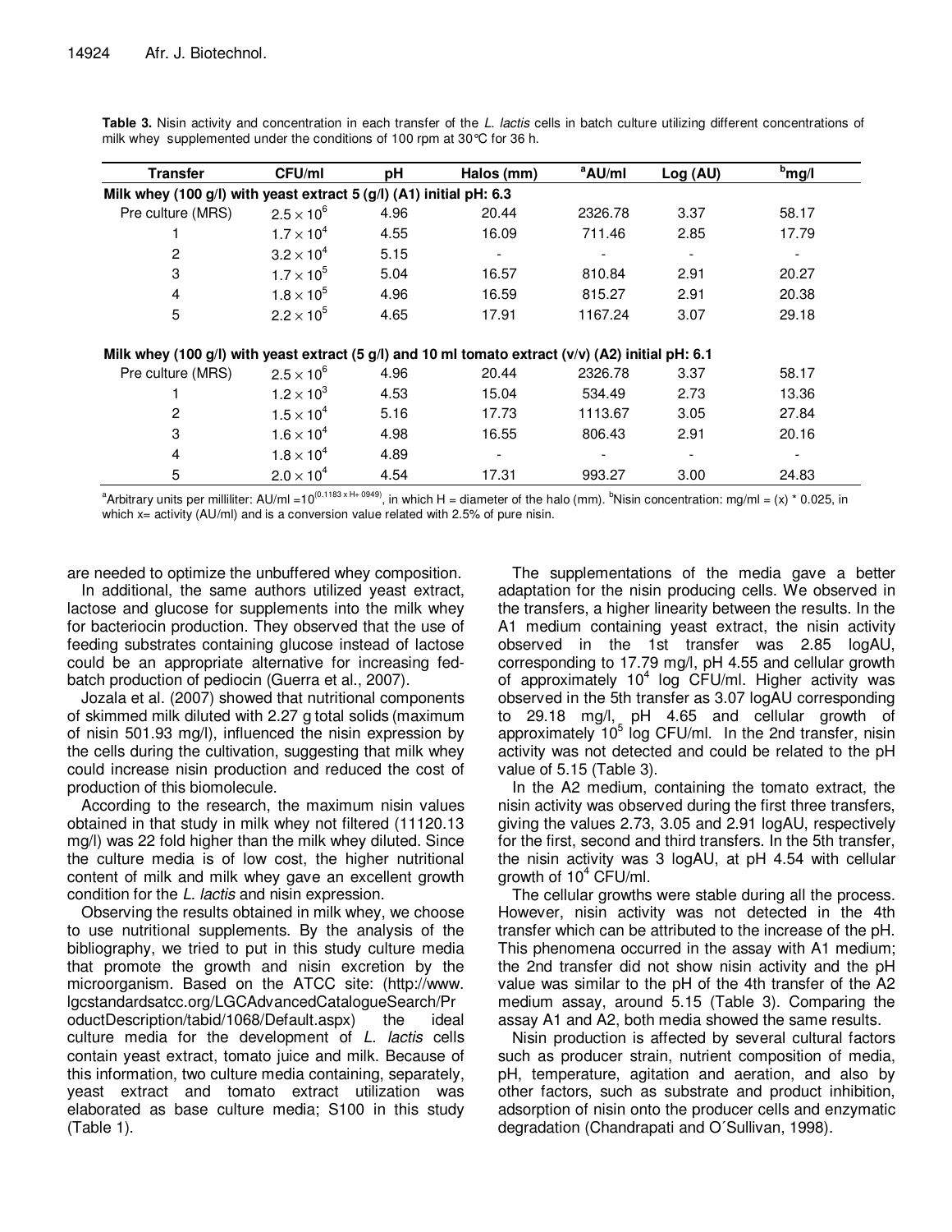**Table 3.** Nisin activity and concentration in each transfer of the *L. lactis* cells in batch culture utilizing different concentrations of milk whey supplemented under the conditions of 100 rpm at 30°C for 36 h.

| Transfer | CFU/ml | pH | Halos (mm) | [a]AU/ml | Log (AU) | [b]mg/l |
|---|---|---|---|---|---|---|
| **Milk whey (100 g/l) with yeast extract 5 (g/l) (A1) initial pH: 6.3** | | | | | | |
| Pre culture (MRS) | $2.5 \times 10^6$ | 4.96 | 20.44 | 2326.78 | 3.37 | 58.17 |
| 1 | $1.7 \times 10^4$ | 4.55 | 16.09 | 711.46 | 2.85 | 17.79 |
| 2 | $3.2 \times 10^4$ | 5.15 | - | - | - | - |
| 3 | $1.7 \times 10^5$ | 5.04 | 16.57 | 810.84 | 2.91 | 20.27 |
| 4 | $1.8 \times 10^5$ | 4.96 | 16.59 | 815.27 | 2.91 | 20.38 |
| 5 | $2.2 \times 10^5$ | 4.65 | 17.91 | 1167.24 | 3.07 | 29.18 |
| **Milk whey (100 g/l) with yeast extract (5 g/l) and 10 ml tomato extract (v/v) (A2) initial pH: 6.1** | | | | | | |
| Pre culture (MRS) | $2.5 \times 10^6$ | 4.96 | 20.44 | 2326.78 | 3.37 | 58.17 |
| 1 | $1.2 \times 10^3$ | 4.53 | 15.04 | 534.49 | 2.73 | 13.36 |
| 2 | $1.5 \times 10^4$ | 5.16 | 17.73 | 1113.67 | 3.05 | 27.84 |
| 3 | $1.6 \times 10^4$ | 4.98 | 16.55 | 806.43 | 2.91 | 20.16 |
| 4 | $1.8 \times 10^4$ | 4.89 | - | - | - | - |
| 5 | $2.0 \times 10^4$ | 4.54 | 17.31 | 993.27 | 3.00 | 24.83 |

[a]Arbitrary units per milliliter: AU/ml $=10^{(0.1183 \times H + 0949)}$, in which H = diameter of the halo (mm). [b]Nisin concentration: mg/ml = (x) * 0.025, in which x= activity (AU/ml) and is a conversion value related with 2.5% of pure nisin.

are needed to optimize the unbuffered whey composition.

In additional, the same authors utilized yeast extract, lactose and glucose for supplements into the milk whey for bacteriocin production. They observed that the use of feeding substrates containing glucose instead of lactose could be an appropriate alternative for increasing fed-batch production of pediocin (Guerra et al., 2007).

Jozala et al. (2007) showed that nutritional components of skimmed milk diluted with 2.27 g total solids (maximum of nisin 501.93 mg/l), influenced the nisin expression by the cells during the cultivation, suggesting that milk whey could increase nisin production and reduced the cost of production of this biomolecule.

According to the research, the maximum nisin values obtained in that study in milk whey not filtered (11120.13 mg/l) was 22 fold higher than the milk whey diluted. Since the culture media is of low cost, the higher nutritional content of milk and milk whey gave an excellent growth condition for the *L. lactis* and nisin expression.

Observing the results obtained in milk whey, we choose to use nutritional supplements. By the analysis of the bibliography, we tried to put in this study culture media that promote the growth and nisin excretion by the microorganism. Based on the ATCC site: (http://www.lgcstandardsatcc.org/LGCAdvancedCatalogueSearch/ProductDescription/tabid/1068/Default.aspx) the ideal culture media for the development of *L. lactis* cells contain yeast extract, tomato juice and milk. Because of this information, two culture media containing, separately, yeast extract and tomato extract utilization was elaborated as base culture media; S100 in this study (Table 1).

The supplementations of the media gave a better adaptation for the nisin producing cells. We observed in the transfers, a higher linearity between the results. In the A1 medium containing yeast extract, the nisin activity observed in the 1st transfer was 2.85 logAU, corresponding to 17.79 mg/l, pH 4.55 and cellular growth of approximately $10^4$ log CFU/ml. Higher activity was observed in the 5th transfer as 3.07 logAU corresponding to 29.18 mg/l, pH 4.65 and cellular growth of approximately $10^5$ log CFU/ml. In the 2nd transfer, nisin activity was not detected and could be related to the pH value of 5.15 (Table 3).

In the A2 medium, containing the tomato extract, the nisin activity was observed during the first three transfers, giving the values 2.73, 3.05 and 2.91 logAU, respectively for the first, second and third transfers. In the 5th transfer, the nisin activity was 3 logAU, at pH 4.54 with cellular growth of $10^4$ CFU/ml.

The cellular growths were stable during all the process. However, nisin activity was not detected in the 4th transfer which can be attributed to the increase of the pH. This phenomena occurred in the assay with A1 medium; the 2nd transfer did not show nisin activity and the pH value was similar to the pH of the 4th transfer of the A2 medium assay, around 5.15 (Table 3). Comparing the assay A1 and A2, both media showed the same results.

Nisin production is affected by several cultural factors such as producer strain, nutrient composition of media, pH, temperature, agitation and aeration, and also by other factors, such as substrate and product inhibition, adsorption of nisin onto the producer cells and enzymatic degradation (Chandrapati and O´Sullivan, 1998).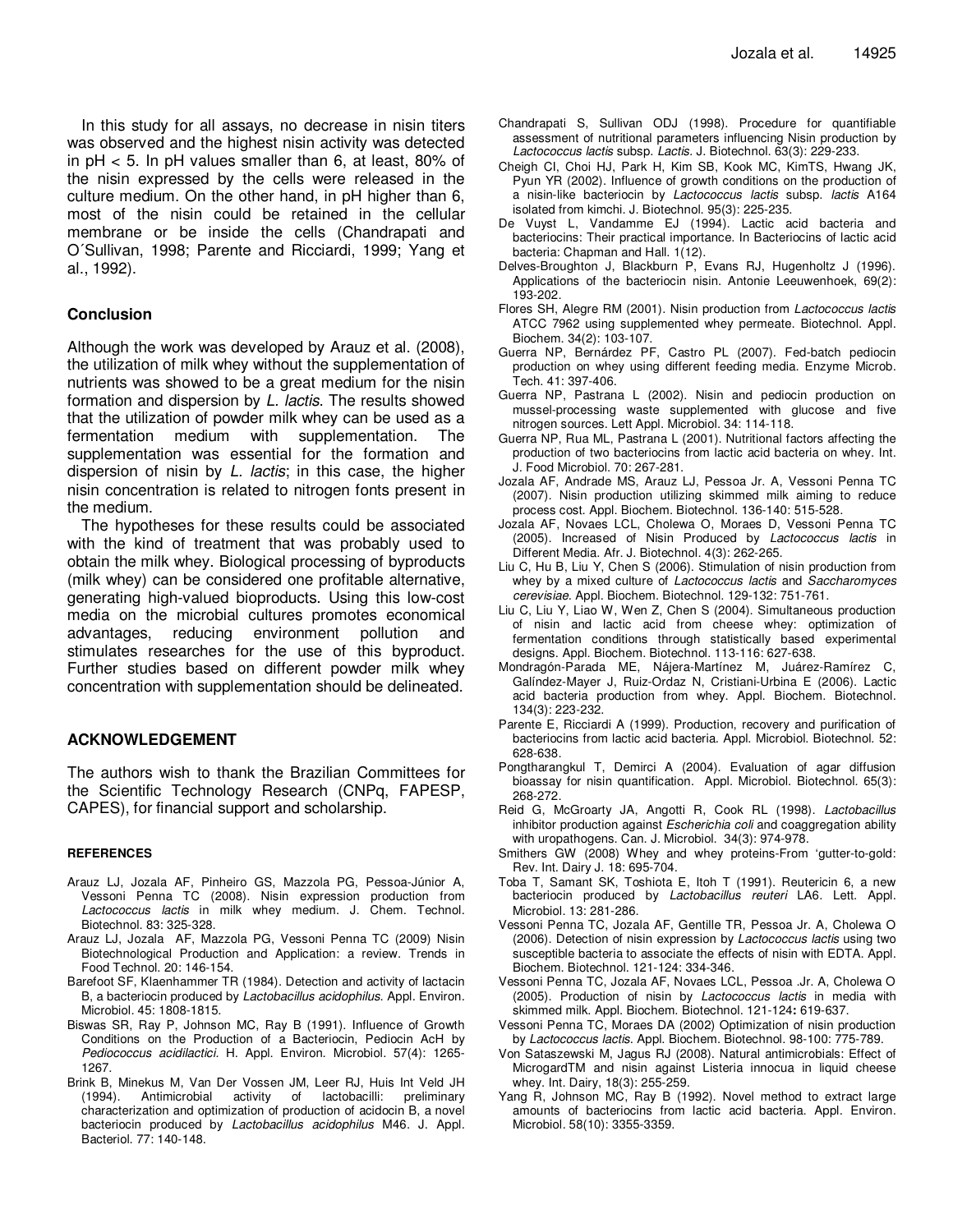In this study for all assays, no decrease in nisin titers was observed and the highest nisin activity was detected in pH < 5. In pH values smaller than 6, at least, 80% of the nisin expressed by the cells were released in the culture medium. On the other hand, in pH higher than 6, most of the nisin could be retained in the cellular membrane or be inside the cells (Chandrapati and O´Sullivan, 1998; Parente and Ricciardi, 1999; Yang et al., 1992).

## Conclusion

Although the work was developed by Arauz et al. (2008), the utilization of milk whey without the supplementation of nutrients was showed to be a great medium for the nisin formation and dispersion by *L. lactis*. The results showed that the utilization of powder milk whey can be used as a fermentation medium with supplementation. The supplementation was essential for the formation and dispersion of nisin by *L. lactis*; in this case, the higher nisin concentration is related to nitrogen fonts present in the medium.

The hypotheses for these results could be associated with the kind of treatment that was probably used to obtain the milk whey. Biological processing of byproducts (milk whey) can be considered one profitable alternative, generating high-valued bioproducts. Using this low-cost media on the microbial cultures promotes economical advantages, reducing environment pollution and stimulates researches for the use of this byproduct. Further studies based on different powder milk whey concentration with supplementation should be delineated.

## ACKNOWLEDGEMENT

The authors wish to thank the Brazilian Committees for the Scientific Technology Research (CNPq, FAPESP, CAPES), for financial support and scholarship.

### REFERENCES

Arauz LJ, Jozala AF, Pinheiro GS, Mazzola PG, Pessoa-Júnior A, Vessoni Penna TC (2008). Nisin expression production from *Lactococcus lactis* in milk whey medium. J. Chem. Technol. Biotechnol. 83: 325-328.

Arauz LJ, Jozala AF, Mazzola PG, Vessoni Penna TC (2009) Nisin Biotechnological Production and Application: a review. Trends in Food Technol. 20: 146-154.

Barefoot SF, Klaenhammer TR (1984). Detection and activity of lactacin B, a bacteriocin produced by *Lactobacillus acidophilus*. Appl. Environ. Microbiol. 45: 1808-1815.

Biswas SR, Ray P, Johnson MC, Ray B (1991). Influence of Growth Conditions on the Production of a Bacteriocin, Pediocin AcH by *Pediococcus acidilactici*. H. Appl. Environ. Microbiol. 57(4): 1265-1267.

Brink B, Minekus M, Van Der Vossen JM, Leer RJ, Huis Int Veld JH (1994). Antimicrobial activity of lactobacilli: preliminary characterization and optimization of production of acidocin B, a novel bacteriocin produced by *Lactobacillus acidophilus* M46. J. Appl. Bacteriol. 77: 140-148.

Chandrapati S, Sullivan ODJ (1998). Procedure for quantifiable assessment of nutritional parameters influencing Nisin production by *Lactococcus lactis* subsp. *Lactis*. J. Biotechnol. 63(3): 229-233.

Cheigh CI, Choi HJ, Park H, Kim SB, Kook MC, KimTS, Hwang JK, Pyun YR (2002). Influence of growth conditions on the production of a nisin-like bacteriocin by *Lactococcus lactis* subsp. *lactis* A164 isolated from kimchi. J. Biotechnol. 95(3): 225-235.

De Vuyst L, Vandamme EJ (1994). Lactic acid bacteria and bacteriocins: Their practical importance. In Bacteriocins of lactic acid bacteria: Chapman and Hall. 1(12).

Delves-Broughton J, Blackburn P, Evans RJ, Hugenholtz J (1996). Applications of the bacteriocin nisin. Antonie Leeuwenhoek, 69(2): 193-202.

Flores SH, Alegre RM (2001). Nisin production from *Lactococcus lactis* ATCC 7962 using supplemented whey permeate. Biotechnol. Appl. Biochem. 34(2): 103-107.

Guerra NP, Bernárdez PF, Castro PL (2007). Fed-batch pediocin production on whey using different feeding media. Enzyme Microb. Tech. 41: 397-406.

Guerra NP, Pastrana L (2002). Nisin and pediocin production on mussel-processing waste supplemented with glucose and five nitrogen sources. Lett Appl. Microbiol. 34: 114-118.

Guerra NP, Rua ML, Pastrana L (2001). Nutritional factors affecting the production of two bacteriocins from lactic acid bacteria on whey. Int. J. Food Microbiol. 70: 267-281.

Jozala AF, Andrade MS, Arauz LJ, Pessoa Jr. A, Vessoni Penna TC (2007). Nisin production utilizing skimmed milk aiming to reduce process cost. Appl. Biochem. Biotechnol. 136-140: 515-528.

Jozala AF, Novaes LCL, Cholewa O, Moraes D, Vessoni Penna TC (2005). Increased of Nisin Produced by *Lactococcus lactis* in Different Media. Afr. J. Biotechnol. 4(3): 262-265.

Liu C, Hu B, Liu Y, Chen S (2006). Stimulation of nisin production from whey by a mixed culture of *Lactococcus lactis* and *Saccharomyces cerevisiae*. Appl. Biochem. Biotechnol. 129-132: 751-761.

Liu C, Liu Y, Liao W, Wen Z, Chen S (2004). Simultaneous production of nisin and lactic acid from cheese whey: optimization of fermentation conditions through statistically based experimental designs. Appl. Biochem. Biotechnol. 113-116: 627-638.

Mondragón-Parada ME, Nájera-Martínez M, Juárez-Ramírez C, Galíndez-Mayer J, Ruiz-Ordaz N, Cristiani-Urbina E (2006). Lactic acid bacteria production from whey. Appl. Biochem. Biotechnol. 134(3): 223-232.

Parente E, Ricciardi A (1999). Production, recovery and purification of bacteriocins from lactic acid bacteria. Appl. Microbiol. Biotechnol. 52: 628-638.

Pongtharangkul T, Demirci A (2004). Evaluation of agar diffusion bioassay for nisin quantification. Appl. Microbiol. Biotechnol. 65(3): 268-272.

Reid G, McGroarty JA, Angotti R, Cook RL (1998). *Lactobacillus* inhibitor production against *Escherichia coli* and coaggregation ability with uropathogens. Can. J. Microbiol. 34(3): 974-978.

Smithers GW (2008) Whey and whey proteins-From 'gutter-to-gold: Rev. Int. Dairy J. 18: 695-704.

Toba T, Samant SK, Toshiota E, Itoh T (1991). Reutericin 6, a new bacteriocin produced by *Lactobacillus reuteri* LA6. Lett. Appl. Microbiol. 13: 281-286.

Vessoni Penna TC, Jozala AF, Gentille TR, Pessoa Jr. A, Cholewa O (2006). Detection of nisin expression by *Lactococcus lactis* using two susceptible bacteria to associate the effects of nisin with EDTA. Appl. Biochem. Biotechnol. 121-124: 334-346.

Vessoni Penna TC, Jozala AF, Novaes LCL, Pessoa .Jr. A, Cholewa O (2005). Production of nisin by *Lactococcus lactis* in media with skimmed milk. Appl. Biochem. Biotechnol. 121-124**:** 619-637.

Vessoni Penna TC, Moraes DA (2002) Optimization of nisin production by *Lactococcus lactis*. Appl. Biochem. Biotechnol. 98-100: 775-789.

Von Sataszewski M, Jagus RJ (2008). Natural antimicrobials: Effect of MicrogardTM and nisin against Listeria innocua in liquid cheese whey. Int. Dairy, 18(3): 255-259.

Yang R, Johnson MC, Ray B (1992). Novel method to extract large amounts of bacteriocins from lactic acid bacteria. Appl. Environ. Microbiol. 58(10): 3355-3359.